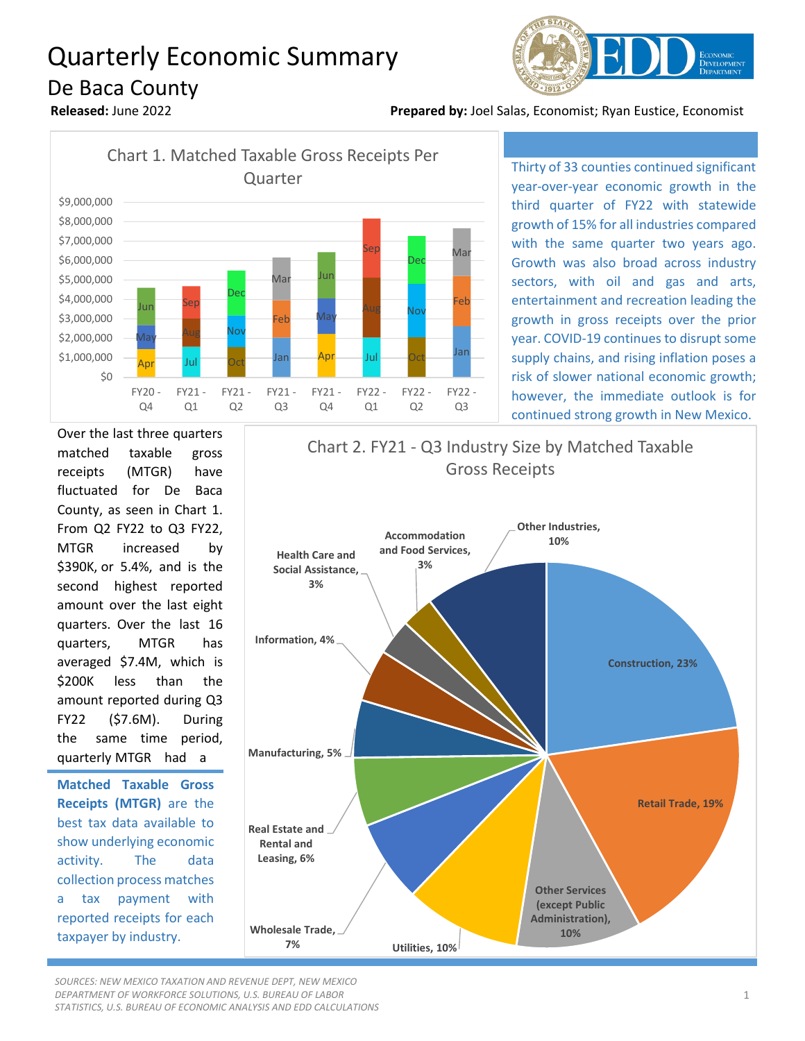# Quarterly Economic Summary

## De Baca County

**Released:** June 2022

**Prepared by:** Joel Salas, Economist; Ryan Eustice, Economist

Chart 1. Matched Taxable Gross Receipts Per Quarter

| Quarter | Months |
|---|---|
| FY20 - Q4 | Apr, May, Jun |
| FY21 - Q1 | Jul, Aug, Sep |
| FY21 - Q2 | Oct, Nov, Dec |
| FY21 - Q3 | Jan, Feb, Mar |
| FY21 - Q4 | Apr, May, Jun |
| FY22 - Q1 | Jul, Aug, Sep |
| FY22 - Q2 | Oct, Nov, Dec |
| FY22 - Q3 | Jan, Feb, Mar |

Thirty of 33 counties continued significant year-over-year economic growth in the third quarter of FY22 with statewide growth of 15% for all industries compared with the same quarter two years ago. Growth was also broad across industry sectors, with oil and gas and arts, entertainment and recreation leading the growth in gross receipts over the prior year. COVID-19 continues to disrupt some supply chains, and rising inflation poses a risk of slower national economic growth; however, the immediate outlook is for continued strong growth in New Mexico.

Over the last three quarters matched taxable gross receipts (MTGR) have fluctuated for De Baca County, as seen in Chart 1. From Q2 FY22 to Q3 FY22, MTGR increased by $390K, or 5.4%, and is the second highest reported amount over the last eight quarters. Over the last 16 quarters, MTGR has averaged $7.4M, which is $200K less than the amount reported during Q3 FY22 ($7.6M). During the same time period, quarterly MTGR had a

**Matched Taxable Gross Receipts (MTGR)** are the best tax data available to show underlying economic activity. The data collection process matches a tax payment with reported receipts for each taxpayer by industry.

Chart 2. FY21 - Q3 Industry Size by Matched Taxable Gross Receipts

| Industry | Share |
|---|---|
| Construction | 23% |
| Retail Trade | 19% |
| Other Services (except Public Administration) | 10% |
| Utilities | 10% |
| Wholesale Trade | 7% |
| Real Estate and Rental and Leasing | 6% |
| Manufacturing | 5% |
| Information | 4% |
| Health Care and Social Assistance | 3% |
| Accommodation and Food Services | 3% |
| Other Industries | 10% |

*SOURCES: NEW MEXICO TAXATION AND REVENUE DEPT, NEW MEXICO DEPARTMENT OF WORKFORCE SOLUTIONS, U.S. BUREAU OF LABOR STATISTICS, U.S. BUREAU OF ECONOMIC ANALYSIS AND EDD CALCULATIONS*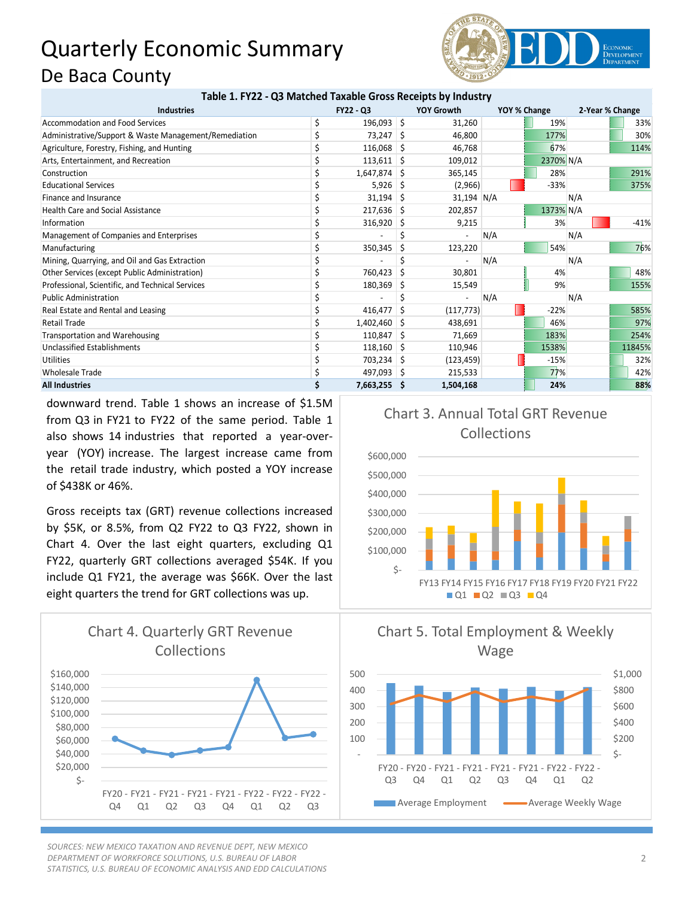# Quarterly Economic Summary

## De Baca County

**Table 1. FY22 - Q3 Matched Taxable Gross Receipts by Industry**

| Industries | FY22 - Q3 | YOY Growth | YOY % Change | 2-Year % Change |
|---|---|---|---|---|
| Accommodation and Food Services | $ 196,093 | $ 31,260 | 19% | 33% |
| Administrative/Support & Waste Management/Remediation | $ 73,247 | $ 46,800 | 177% | 30% |
| Agriculture, Forestry, Fishing, and Hunting | $ 116,068 | $ 46,768 | 67% | 114% |
| Arts, Entertainment, and Recreation | $ 113,611 | $ 109,012 | 2370% | N/A |
| Construction | $ 1,647,874 | $ 365,145 | 28% | 291% |
| Educational Services | $ 5,926 | $ (2,966) | -33% | 375% |
| Finance and Insurance | $ 31,194 | $ 31,194 | N/A | N/A |
| Health Care and Social Assistance | $ 217,636 | $ 202,857 | 1373% | N/A |
| Information | $ 316,920 | $ 9,215 | 3% | -41% |
| Management of Companies and Enterprises | $ - | $ - | N/A | N/A |
| Manufacturing | $ 350,345 | $ 123,220 | 54% | 76% |
| Mining, Quarrying, and Oil and Gas Extraction | $ - | $ - | N/A | N/A |
| Other Services (except Public Administration) | $ 760,423 | $ 30,801 | 4% | 48% |
| Professional, Scientific, and Technical Services | $ 180,369 | $ 15,549 | 9% | 155% |
| Public Administration | $ - | $ - | N/A | N/A |
| Real Estate and Rental and Leasing | $ 416,477 | $ (117,773) | -22% | 585% |
| Retail Trade | $ 1,402,460 | $ 438,691 | 46% | 97% |
| Transportation and Warehousing | $ 110,847 | $ 71,669 | 183% | 254% |
| Unclassified Establishments | $ 118,160 | $ 110,946 | 1538% | 11845% |
| Utilities | $ 703,234 | $ (123,459) | -15% | 32% |
| Wholesale Trade | $ 497,093 | $ 215,533 | 77% | 42% |
| **All Industries** | **$ 7,663,255** | **$ 1,504,168** | **24%** | **88%** |

downward trend. Table 1 shows an increase of $1.5M from Q3 in FY21 to FY22 of the same period. Table 1 also shows 14 industries that reported a year-over-year (YOY) increase. The largest increase came from the retail trade industry, which posted a YOY increase of $438K or 46%.

Gross receipts tax (GRT) revenue collections increased by $5K, or 8.5%, from Q2 FY22 to Q3 FY22, shown in Chart 4. Over the last eight quarters, excluding Q1 FY22, quarterly GRT collections averaged $54K. If you include Q1 FY21, the average was $66K. Over the last eight quarters the trend for GRT collections was up.

Chart 3. Annual Total GRT Revenue Collections

Chart 4. Quarterly GRT Revenue Collections

Chart 5. Total Employment & Weekly Wage

*SOURCES: NEW MEXICO TAXATION AND REVENUE DEPT, NEW MEXICO DEPARTMENT OF WORKFORCE SOLUTIONS, U.S. BUREAU OF LABOR STATISTICS, U.S. BUREAU OF ECONOMIC ANALYSIS AND EDD CALCULATIONS*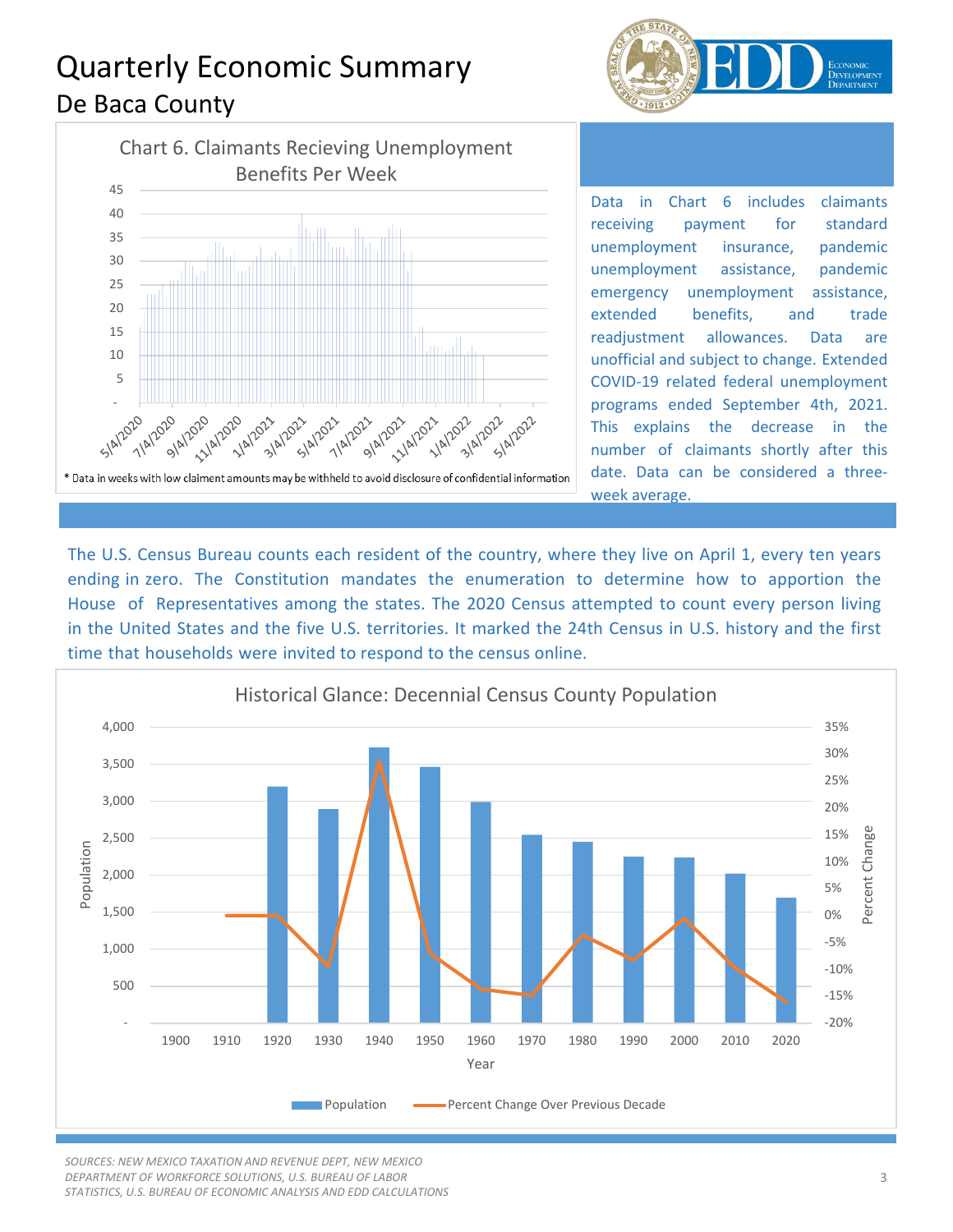# Quarterly Economic Summary

## De Baca County

Chart 6. Claimants Recieving Unemployment Benefits Per Week

45
40
35
30
25
20
15
10
5
-

5/4/2020 7/4/2020 9/4/2020 11/4/2020 1/4/2021 3/4/2021 5/4/2021 7/4/2021 9/4/2021 11/4/2021 1/4/2022 3/4/2022 5/4/2022

* Data in weeks with low claiment amounts may be withheld to avoid disclosure of confidential information

Data in Chart 6 includes claimants receiving payment for standard unemployment insurance, pandemic unemployment assistance, pandemic emergency unemployment assistance, extended benefits, and trade readjustment allowances. Data are unofficial and subject to change. Extended COVID-19 related federal unemployment programs ended September 4th, 2021. This explains the decrease in the number of claimants shortly after this date. Data can be considered a three-week average.

The U.S. Census Bureau counts each resident of the country, where they live on April 1, every ten years ending in zero. The Constitution mandates the enumeration to determine how to apportion the House of Representatives among the states. The 2020 Census attempted to count every person living in the United States and the five U.S. territories. It marked the 24th Census in U.S. history and the first time that households were invited to respond to the census online.

Historical Glance: Decennial Census County Population

Population
4,000
3,500
3,000
2,500
2,000
1,500
1,000
500
-

Percent Change
35%
30%
25%
20%
15%
10%
5%
0%
-5%
-10%
-15%
-20%

Year
1900 1910 1920 1930 1940 1950 1960 1970 1980 1990 2000 2010 2020

Population | Percent Change Over Previous Decade

*SOURCES: NEW MEXICO TAXATION AND REVENUE DEPT, NEW MEXICO DEPARTMENT OF WORKFORCE SOLUTIONS, U.S. BUREAU OF LABOR STATISTICS, U.S. BUREAU OF ECONOMIC ANALYSIS AND EDD CALCULATIONS*